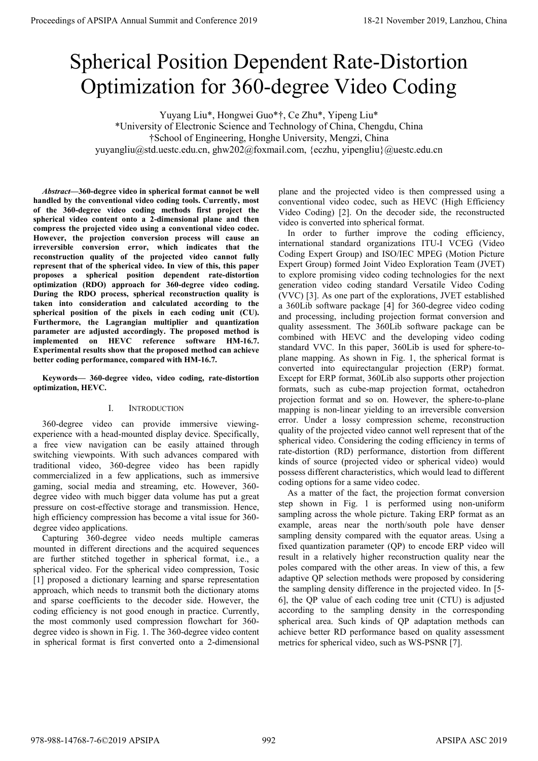# Spherical Position Dependent Rate-Distortion Optimization for 360-degree Video Coding

Yuyang Liu*, Hongwei Guo*†, Ce Zhu*, Yipeng Liu*

*University of Electronic Science and Technology of China, Chengdu, China

†School of Engineering, Honghe University, Mengzi, China

yuyangliu@std.uestc.edu.cn, ghw202@foxmail.com, {eczhu, yipengliu}@uestc.edu.cn

***Abstract*—360-degree video in spherical format cannot be well handled by the conventional video coding tools. Currently, most of the 360-degree video coding methods first project the spherical video content onto a 2-dimensional plane and then compress the projected video using a conventional video codec. However, the projection conversion process will cause an irreversible conversion error, which indicates that the reconstruction quality of the projected video cannot fully represent that of the spherical video. In view of this, this paper proposes a spherical position dependent rate-distortion optimization (RDO) approach for 360-degree video coding. During the RDO process, spherical reconstruction quality is taken into consideration and calculated according to the spherical position of the pixels in each coding unit (CU). Furthermore, the Lagrangian multiplier and quantization parameter are adjusted accordingly. The proposed method is implemented on HEVC reference software HM-16.7. Experimental results show that the proposed method can achieve better coding performance, compared with HM-16.7.**

***Keywords*— 360-degree video, video coding, rate-distortion optimization, HEVC.**

## I. Introduction

360-degree video can provide immersive viewing-experience with a head-mounted display device. Specifically, a free view navigation can be easily attained through switching viewpoints. With such advances compared with traditional video, 360-degree video has been rapidly commercialized in a few applications, such as immersive gaming, social media and streaming, etc. However, 360-degree video with much bigger data volume has put a great pressure on cost-effective storage and transmission. Hence, high efficiency compression has become a vital issue for 360-degree video applications.

Capturing 360-degree video needs multiple cameras mounted in different directions and the acquired sequences are further stitched together in spherical format, i.e., a spherical video. For the spherical video compression, Tosic [1] proposed a dictionary learning and sparse representation approach, which needs to transmit both the dictionary atoms and sparse coefficients to the decoder side. However, the coding efficiency is not good enough in practice. Currently, the most commonly used compression flowchart for 360-degree video is shown in Fig. 1. The 360-degree video content in spherical format is first converted onto a 2-dimensional plane and the projected video is then compressed using a conventional video codec, such as HEVC (High Efficiency Video Coding) [2]. On the decoder side, the reconstructed video is converted into spherical format.

In order to further improve the coding efficiency, international standard organizations ITU-I VCEG (Video Coding Expert Group) and ISO/IEC MPEG (Motion Picture Expert Group) formed Joint Video Exploration Team (JVET) to explore promising video coding technologies for the next generation video coding standard Versatile Video Coding (VVC) [3]. As one part of the explorations, JVET established a 360Lib software package [4] for 360-degree video coding and processing, including projection format conversion and quality assessment. The 360Lib software package can be combined with HEVC and the developing video coding standard VVC. In this paper, 360Lib is used for sphere-to-plane mapping. As shown in Fig. 1, the spherical format is converted into equirectangular projection (ERP) format. Except for ERP format, 360Lib also supports other projection formats, such as cube-map projection format, octahedron projection format and so on. However, the sphere-to-plane mapping is non-linear yielding to an irreversible conversion error. Under a lossy compression scheme, reconstruction quality of the projected video cannot well represent that of the spherical video. Considering the coding efficiency in terms of rate-distortion (RD) performance, distortion from different kinds of source (projected video or spherical video) would possess different characteristics, which would lead to different coding options for a same video codec.

As a matter of the fact, the projection format conversion step shown in Fig. 1 is performed using non-uniform sampling across the whole picture. Taking ERP format as an example, areas near the north/south pole have denser sampling density compared with the equator areas. Using a fixed quantization parameter (QP) to encode ERP video will result in a relatively higher reconstruction quality near the poles compared with the other areas. In view of this, a few adaptive QP selection methods were proposed by considering the sampling density difference in the projected video. In [5-6], the QP value of each coding tree unit (CTU) is adjusted according to the sampling density in the corresponding spherical area. Such kinds of QP adaptation methods can achieve better RD performance based on quality assessment metrics for spherical video, such as WS-PSNR [7].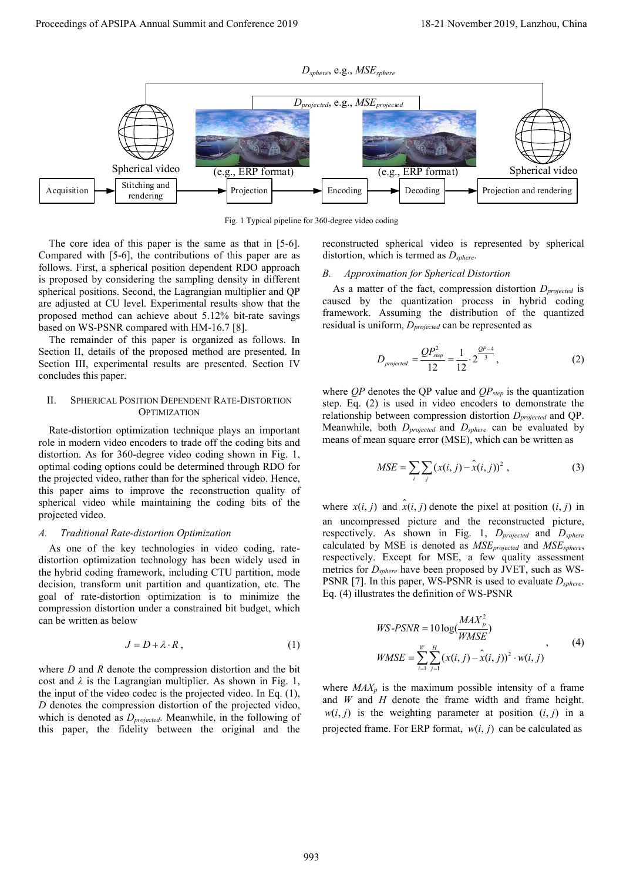Fig. 1 Typical pipeline for 360-degree video coding

The core idea of this paper is the same as that in [5-6]. Compared with [5-6], the contributions of this paper are as follows. First, a spherical position dependent RDO approach is proposed by considering the sampling density in different spherical positions. Second, the Lagrangian multiplier and QP are adjusted at CU level. Experimental results show that the proposed method can achieve about 5.12% bit-rate savings based on WS-PSNR compared with HM-16.7 [8].

The remainder of this paper is organized as follows. In Section II, details of the proposed method are presented. In Section III, experimental results are presented. Section IV concludes this paper.

## II. Spherical Position Dependent Rate-Distortion Optimization

Rate-distortion optimization technique plays an important role in modern video encoders to trade off the coding bits and distortion. As for 360-degree video coding shown in Fig. 1, optimal coding options could be determined through RDO for the projected video, rather than for the spherical video. Hence, this paper aims to improve the reconstruction quality of spherical video while maintaining the coding bits of the projected video.

### *A. Traditional Rate-distortion Optimization*

As one of the key technologies in video coding, rate-distortion optimization technology has been widely used in the hybrid coding framework, including CTU partition, mode decision, transform unit partition and quantization, etc. The goal of rate-distortion optimization is to minimize the compression distortion under a constrained bit budget, which can be written as below

$$J = D + \lambda \cdot R, \tag{1}$$

where $D$ and $R$ denote the compression distortion and the bit cost and $\lambda$ is the Lagrangian multiplier. As shown in Fig. 1, the input of the video codec is the projected video. In Eq. (1), $D$ denotes the compression distortion of the projected video, which is denoted as $D_{projected}$. Meanwhile, in the following of this paper, the fidelity between the original and the reconstructed spherical video is represented by spherical distortion, which is termed as $D_{sphere}$.

### *B. Approximation for Spherical Distortion*

As a matter of the fact, compression distortion $D_{projected}$ is caused by the quantization process in hybrid coding framework. Assuming the distribution of the quantized residual is uniform, $D_{projected}$ can be represented as

$$D_{projected} = \frac{QP_{step}^2}{12} = \frac{1}{12} \cdot 2^{\frac{QP-4}{3}}, \tag{2}$$

where $QP$ denotes the QP value and $QP_{step}$ is the quantization step. Eq. (2) is used in video encoders to demonstrate the relationship between compression distortion $D_{projected}$ and QP. Meanwhile, both $D_{projected}$ and $D_{sphere}$ can be evaluated by means of mean square error (MSE), which can be written as

$$MSE = \sum_i \sum_j (x(i,j) - \hat{x}(i,j))^2, \tag{3}$$

where $x(i,j)$ and $\hat{x}(i,j)$ denote the pixel at position $(i,j)$ in an uncompressed picture and the reconstructed picture, respectively. As shown in Fig. 1, $D_{projected}$ and $D_{sphere}$ calculated by MSE is denoted as $MSE_{projected}$ and $MSE_{sphere}$, respectively. Except for MSE, a few quality assessment metrics for $D_{sphere}$ have been proposed by JVET, such as WS-PSNR [7]. In this paper, WS-PSNR is used to evaluate $D_{sphere}$. Eq. (4) illustrates the definition of WS-PSNR

$$\begin{aligned} WS\text{-}PSNR &= 10\log\left(\frac{MAX_p^2}{WMSE}\right) \\ WMSE &= \sum_{i=1}^{W} \sum_{j=1}^{H} (x(i,j) - \hat{x}(i,j))^2 \cdot w(i,j) \end{aligned}, \tag{4}$$

where $MAX_p$ is the maximum possible intensity of a frame and $W$ and $H$ denote the frame width and frame height. $w(i,j)$ is the weighting parameter at position $(i,j)$ in a projected frame. For ERP format, $w(i,j)$ can be calculated as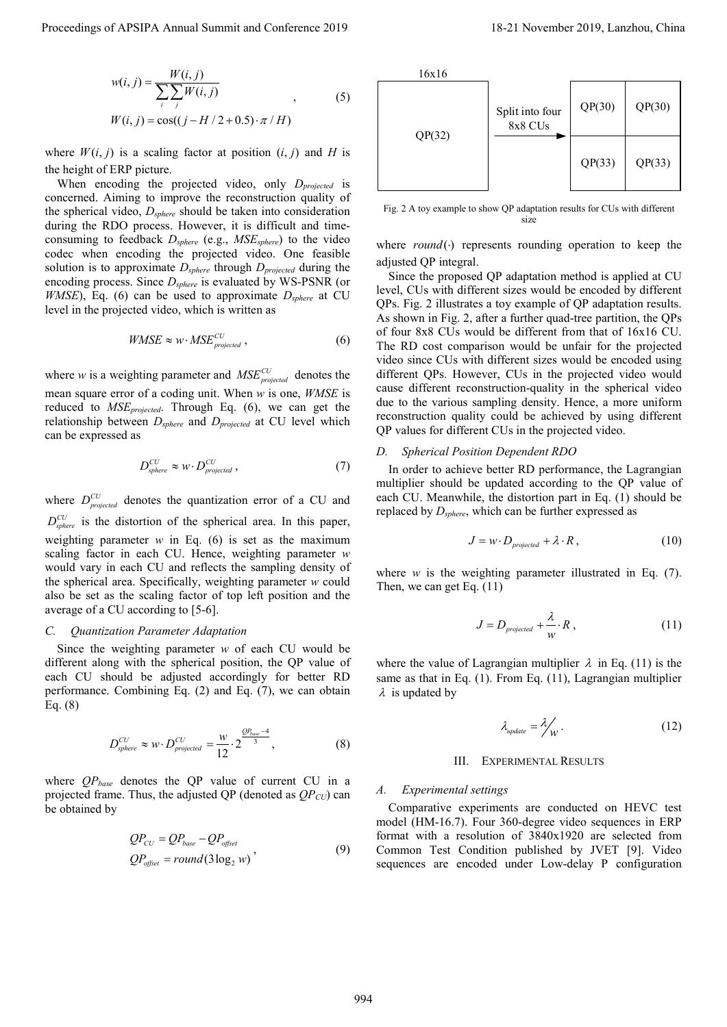$$w(i,j)=\frac{W(i,j)}{\sum_i\sum_j W(i,j)}\quad, \qquad (5)$$
$$W(i,j)=\cos((j-H/2+0.5)\cdot\pi/H)$$

where $W(i,j)$ is a scaling factor at position $(i, j)$ and $H$ is the height of ERP picture.

When encoding the projected video, only $D_{projected}$ is concerned. Aiming to improve the reconstruction quality of the spherical video, $D_{sphere}$ should be taken into consideration during the RDO process. However, it is difficult and time-consuming to feedback $D_{sphere}$ (e.g., $MSE_{sphere}$) to the video codec when encoding the projected video. One feasible solution is to approximate $D_{sphere}$ through $D_{projected}$ during the encoding process. Since $D_{sphere}$ is evaluated by WS-PSNR (or *WMSE*), Eq. (6) can be used to approximate $D_{sphere}$ at CU level in the projected video, which is written as

$$WMSE\approx w\cdot MSE_{projected}^{CU}, \qquad (6)$$

where $w$ is a weighting parameter and $MSE_{projected}^{CU}$ denotes the mean square error of a coding unit. When $w$ is one, *WMSE* is reduced to $MSE_{projected}$. Through Eq. (6), we can get the relationship between $D_{sphere}$ and $D_{projected}$ at CU level which can be expressed as

$$D_{sphere}^{CU}\approx w\cdot D_{projected}^{CU}, \qquad (7)$$

where $D_{projected}^{CU}$ denotes the quantization error of a CU and $D_{sphere}^{CU}$ is the distortion of the spherical area. In this paper, weighting parameter $w$ in Eq. (6) is set as the maximum scaling factor in each CU. Hence, weighting parameter $w$ would vary in each CU and reflects the sampling density of the spherical area. Specifically, weighting parameter $w$ could also be set as the scaling factor of top left position and the average of a CU according to [5-6].

### C. Quantization Parameter Adaptation

Since the weighting parameter $w$ of each CU would be different along with the spherical position, the QP value of each CU should be adjusted accordingly for better RD performance. Combining Eq. (2) and Eq. (7), we can obtain Eq. (8)

$$D_{sphere}^{CU}\approx w\cdot D_{projected}^{CU}=\frac{w}{12}\cdot 2^{\frac{QP_{base}-4}{3}}, \qquad (8)$$

where $QP_{base}$ denotes the QP value of current CU in a projected frame. Thus, the adjusted QP (denoted as $QP_{CU}$) can be obtained by

$$QP_{CU}=QP_{base}-QP_{offset}$$
$$QP_{offset}=round(3\log_2 w)\quad, \qquad (9)$$

16x16

| QP(32) | Split into four 8x8 CUs → | QP(30) | QP(30) |
|---|---|---|---|
| | | QP(33) | QP(33) |

Fig. 2 A toy example to show QP adaptation results for CUs with different size

where $round(\cdot)$ represents rounding operation to keep the adjusted QP integral.

Since the proposed QP adaptation method is applied at CU level, CUs with different sizes would be encoded by different QPs. Fig. 2 illustrates a toy example of QP adaptation results. As shown in Fig. 2, after a further quad-tree partition, the QPs of four 8x8 CUs would be different from that of 16x16 CU. The RD cost comparison would be unfair for the projected video since CUs with different sizes would be encoded using different QPs. However, CUs in the projected video would cause different reconstruction-quality in the spherical video due to the various sampling density. Hence, a more uniform reconstruction quality could be achieved by using different QP values for different CUs in the projected video.

### D. Spherical Position Dependent RDO

In order to achieve better RD performance, the Lagrangian multiplier should be updated according to the QP value of each CU. Meanwhile, the distortion part in Eq. (1) should be replaced by $D_{sphere}$, which can be further expressed as

$$J=w\cdot D_{projected}+\lambda\cdot R, \qquad (10)$$

where $w$ is the weighting parameter illustrated in Eq. (7). Then, we can get Eq. (11)

$$J=D_{projected}+\frac{\lambda}{w}\cdot R, \qquad (11)$$

where the value of Lagrangian multiplier $\lambda$ in Eq. (11) is the same as that in Eq. (1). From Eq. (11), Lagrangian multiplier $\lambda$ is updated by

$$\lambda_{update}=\lambda/w. \qquad (12)$$

## III. Experimental Results

### A. Experimental settings

Comparative experiments are conducted on HEVC test model (HM-16.7). Four 360-degree video sequences in ERP format with a resolution of 3840x1920 are selected from Common Test Condition published by JVET [9]. Video sequences are encoded under Low-delay P configuration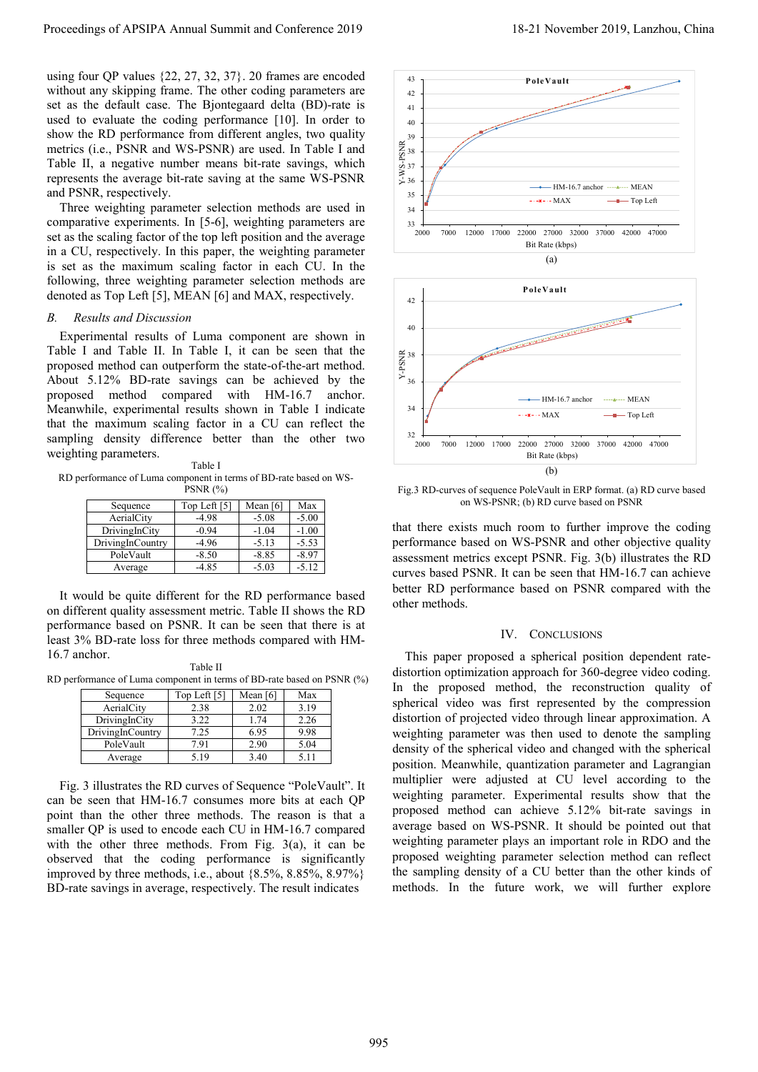using four QP values {22, 27, 32, 37}. 20 frames are encoded without any skipping frame. The other coding parameters are set as the default case. The Bjontegaard delta (BD)-rate is used to evaluate the coding performance [10]. In order to show the RD performance from different angles, two quality metrics (i.e., PSNR and WS-PSNR) are used. In Table I and Table II, a negative number means bit-rate savings, which represents the average bit-rate saving at the same WS-PSNR and PSNR, respectively.

Three weighting parameter selection methods are used in comparative experiments. In [5-6], weighting parameters are set as the scaling factor of the top left position and the average in a CU, respectively. In this paper, the weighting parameter is set as the maximum scaling factor in each CU. In the following, three weighting parameter selection methods are denoted as Top Left [5], MEAN [6] and MAX, respectively.

### *B. Results and Discussion*

Experimental results of Luma component are shown in Table I and Table II. In Table I, it can be seen that the proposed method can outperform the state-of-the-art method. About 5.12% BD-rate savings can be achieved by the proposed method compared with HM-16.7 anchor. Meanwhile, experimental results shown in Table I indicate that the maximum scaling factor in a CU can reflect the sampling density difference better than the other two weighting parameters.

Table I
RD performance of Luma component in terms of BD-rate based on WS-PSNR (%)

| Sequence | Top Left [5] | Mean [6] | Max |
|---|---|---|---|
| AerialCity | -4.98 | -5.08 | -5.00 |
| DrivingInCity | -0.94 | -1.04 | -1.00 |
| DrivingInCountry | -4.96 | -5.13 | -5.53 |
| PoleVault | -8.50 | -8.85 | -8.97 |
| Average | -4.85 | -5.03 | -5.12 |

It would be quite different for the RD performance based on different quality assessment metric. Table II shows the RD performance based on PSNR. It can be seen that there is at least 3% BD-rate loss for three methods compared with HM-16.7 anchor.

Table II
RD performance of Luma component in terms of BD-rate based on PSNR (%)

| Sequence | Top Left [5] | Mean [6] | Max |
|---|---|---|---|
| AerialCity | 2.38 | 2.02 | 3.19 |
| DrivingInCity | 3.22 | 1.74 | 2.26 |
| DrivingInCountry | 7.25 | 6.95 | 9.98 |
| PoleVault | 7.91 | 2.90 | 5.04 |
| Average | 5.19 | 3.40 | 5.11 |

Fig. 3 illustrates the RD curves of Sequence "PoleVault". It can be seen that HM-16.7 consumes more bits at each QP point than the other three methods. The reason is that a smaller QP is used to encode each CU in HM-16.7 compared with the other three methods. From Fig. 3(a), it can be observed that the coding performance is significantly improved by three methods, i.e., about {8.5%, 8.85%, 8.97%} BD-rate savings in average, respectively. The result indicates that there exists much room to further improve the coding performance based on WS-PSNR and other objective quality assessment metrics except PSNR. Fig. 3(b) illustrates the RD curves based PSNR. It can be seen that HM-16.7 can achieve better RD performance based on PSNR compared with the other methods.

Fig.3 RD-curves of sequence PoleVault in ERP format. (a) RD curve based on WS-PSNR; (b) RD curve based on PSNR

## IV. Conclusions

This paper proposed a spherical position dependent rate-distortion optimization approach for 360-degree video coding. In the proposed method, the reconstruction quality of spherical video was first represented by the compression distortion of projected video through linear approximation. A weighting parameter was then used to denote the sampling density of the spherical video and changed with the spherical position. Meanwhile, quantization parameter and Lagrangian multiplier were adjusted at CU level according to the weighting parameter. Experimental results show that the proposed method can achieve 5.12% bit-rate savings in average based on WS-PSNR. It should be pointed out that weighting parameter plays an important role in RDO and the proposed weighting parameter selection method can reflect the sampling density of a CU better than the other kinds of methods. In the future work, we will further explore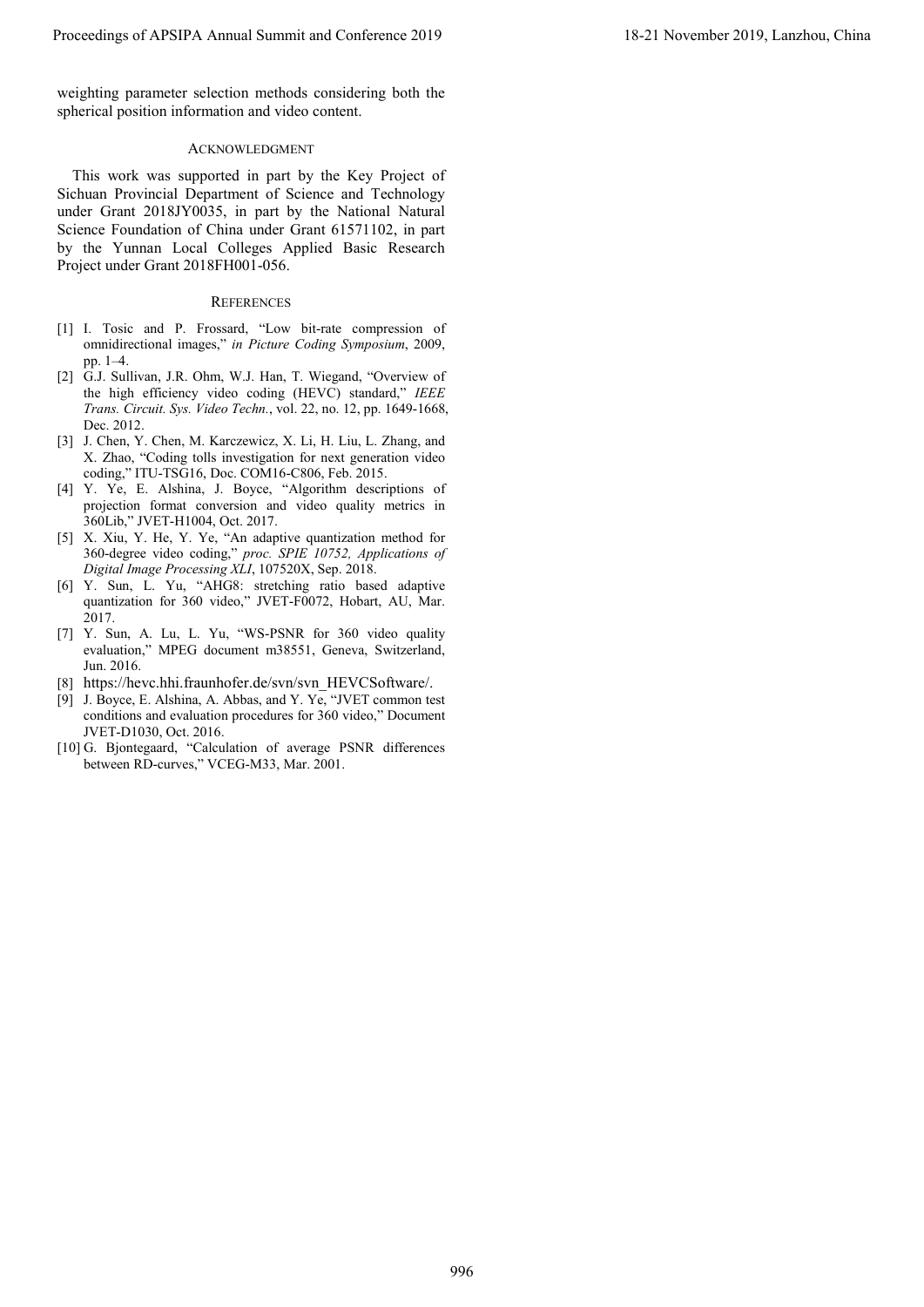weighting parameter selection methods considering both the spherical position information and video content.

## ACKNOWLEDGMENT

This work was supported in part by the Key Project of Sichuan Provincial Department of Science and Technology under Grant 2018JY0035, in part by the National Natural Science Foundation of China under Grant 61571102, in part by the Yunnan Local Colleges Applied Basic Research Project under Grant 2018FH001-056.

## REFERENCES

[1] I. Tosic and P. Frossard, "Low bit-rate compression of omnidirectional images," *in Picture Coding Symposium*, 2009, pp. 1–4.

[2] G.J. Sullivan, J.R. Ohm, W.J. Han, T. Wiegand, "Overview of the high efficiency video coding (HEVC) standard," *IEEE Trans. Circuit. Sys. Video Techn.*, vol. 22, no. 12, pp. 1649-1668, Dec. 2012.

[3] J. Chen, Y. Chen, M. Karczewicz, X. Li, H. Liu, L. Zhang, and X. Zhao, "Coding tolls investigation for next generation video coding," ITU-TSG16, Doc. COM16-C806, Feb. 2015.

[4] Y. Ye, E. Alshina, J. Boyce, "Algorithm descriptions of projection format conversion and video quality metrics in 360Lib," JVET-H1004, Oct. 2017.

[5] X. Xiu, Y. He, Y. Ye, "An adaptive quantization method for 360-degree video coding," *proc. SPIE 10752, Applications of Digital Image Processing XLI*, 107520X, Sep. 2018.

[6] Y. Sun, L. Yu, "AHG8: stretching ratio based adaptive quantization for 360 video," JVET-F0072, Hobart, AU, Mar. 2017.

[7] Y. Sun, A. Lu, L. Yu, "WS-PSNR for 360 video quality evaluation," MPEG document m38551, Geneva, Switzerland, Jun. 2016.

[8] https://hevc.hhi.fraunhofer.de/svn/svn_HEVCSoftware/.

[9] J. Boyce, E. Alshina, A. Abbas, and Y. Ye, "JVET common test conditions and evaluation procedures for 360 video," Document JVET-D1030, Oct. 2016.

[10] G. Bjontegaard, "Calculation of average PSNR differences between RD-curves," VCEG-M33, Mar. 2001.